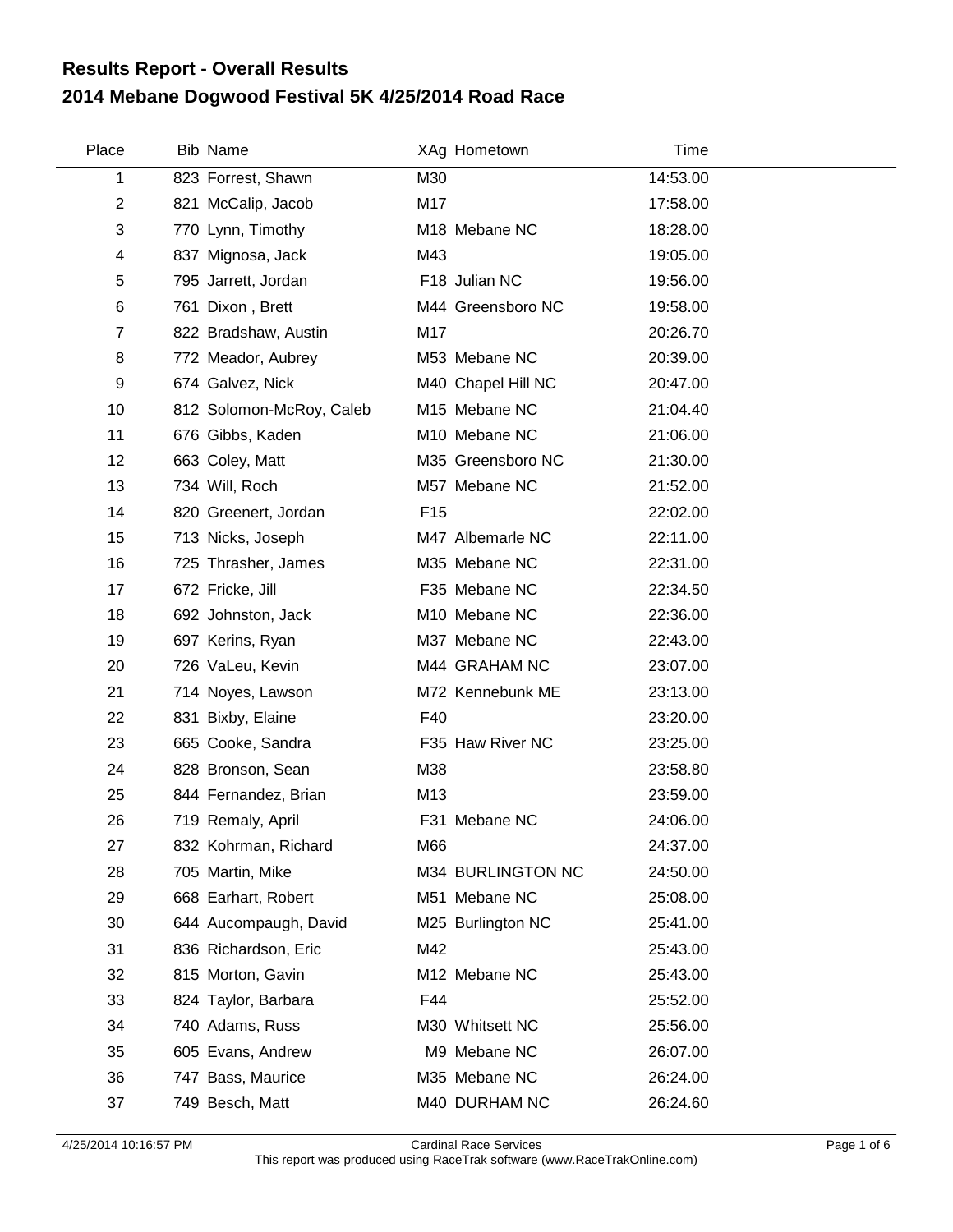## Results Report - Overall Results

## 2014 Mebane Dogwood Festival 5K 4/25/2014 Road Race

| Place | Bib | Name | XAg | Hometown | Time |
|---|---|---|---|---|---|
| 1 | 823 | Forrest, Shawn | M30 | | 14:53.00 |
| 2 | 821 | McCalip, Jacob | M17 | | 17:58.00 |
| 3 | 770 | Lynn, Timothy | M18 | Mebane NC | 18:28.00 |
| 4 | 837 | Mignosa, Jack | M43 | | 19:05.00 |
| 5 | 795 | Jarrett, Jordan | F18 | Julian NC | 19:56.00 |
| 6 | 761 | Dixon , Brett | M44 | Greensboro NC | 19:58.00 |
| 7 | 822 | Bradshaw, Austin | M17 | | 20:26.70 |
| 8 | 772 | Meador, Aubrey | M53 | Mebane NC | 20:39.00 |
| 9 | 674 | Galvez, Nick | M40 | Chapel Hill NC | 20:47.00 |
| 10 | 812 | Solomon-McRoy, Caleb | M15 | Mebane NC | 21:04.40 |
| 11 | 676 | Gibbs, Kaden | M10 | Mebane NC | 21:06.00 |
| 12 | 663 | Coley, Matt | M35 | Greensboro NC | 21:30.00 |
| 13 | 734 | Will, Roch | M57 | Mebane NC | 21:52.00 |
| 14 | 820 | Greenert, Jordan | F15 | | 22:02.00 |
| 15 | 713 | Nicks, Joseph | M47 | Albemarle NC | 22:11.00 |
| 16 | 725 | Thrasher, James | M35 | Mebane NC | 22:31.00 |
| 17 | 672 | Fricke, Jill | F35 | Mebane NC | 22:34.50 |
| 18 | 692 | Johnston, Jack | M10 | Mebane NC | 22:36.00 |
| 19 | 697 | Kerins, Ryan | M37 | Mebane NC | 22:43.00 |
| 20 | 726 | VaLeu, Kevin | M44 | GRAHAM NC | 23:07.00 |
| 21 | 714 | Noyes, Lawson | M72 | Kennebunk ME | 23:13.00 |
| 22 | 831 | Bixby, Elaine | F40 | | 23:20.00 |
| 23 | 665 | Cooke, Sandra | F35 | Haw River NC | 23:25.00 |
| 24 | 828 | Bronson, Sean | M38 | | 23:58.80 |
| 25 | 844 | Fernandez, Brian | M13 | | 23:59.00 |
| 26 | 719 | Remaly, April | F31 | Mebane NC | 24:06.00 |
| 27 | 832 | Kohrman, Richard | M66 | | 24:37.00 |
| 28 | 705 | Martin, Mike | M34 | BURLINGTON NC | 24:50.00 |
| 29 | 668 | Earhart, Robert | M51 | Mebane NC | 25:08.00 |
| 30 | 644 | Aucompaugh, David | M25 | Burlington NC | 25:41.00 |
| 31 | 836 | Richardson, Eric | M42 | | 25:43.00 |
| 32 | 815 | Morton, Gavin | M12 | Mebane NC | 25:43.00 |
| 33 | 824 | Taylor, Barbara | F44 | | 25:52.00 |
| 34 | 740 | Adams, Russ | M30 | Whitsett NC | 25:56.00 |
| 35 | 605 | Evans, Andrew | M9 | Mebane NC | 26:07.00 |
| 36 | 747 | Bass, Maurice | M35 | Mebane NC | 26:24.00 |
| 37 | 749 | Besch, Matt | M40 | DURHAM NC | 26:24.60 |

4/25/2014 10:16:57 PM Cardinal Race Services
This report was produced using RaceTrak software (www.RaceTrakOnline.com)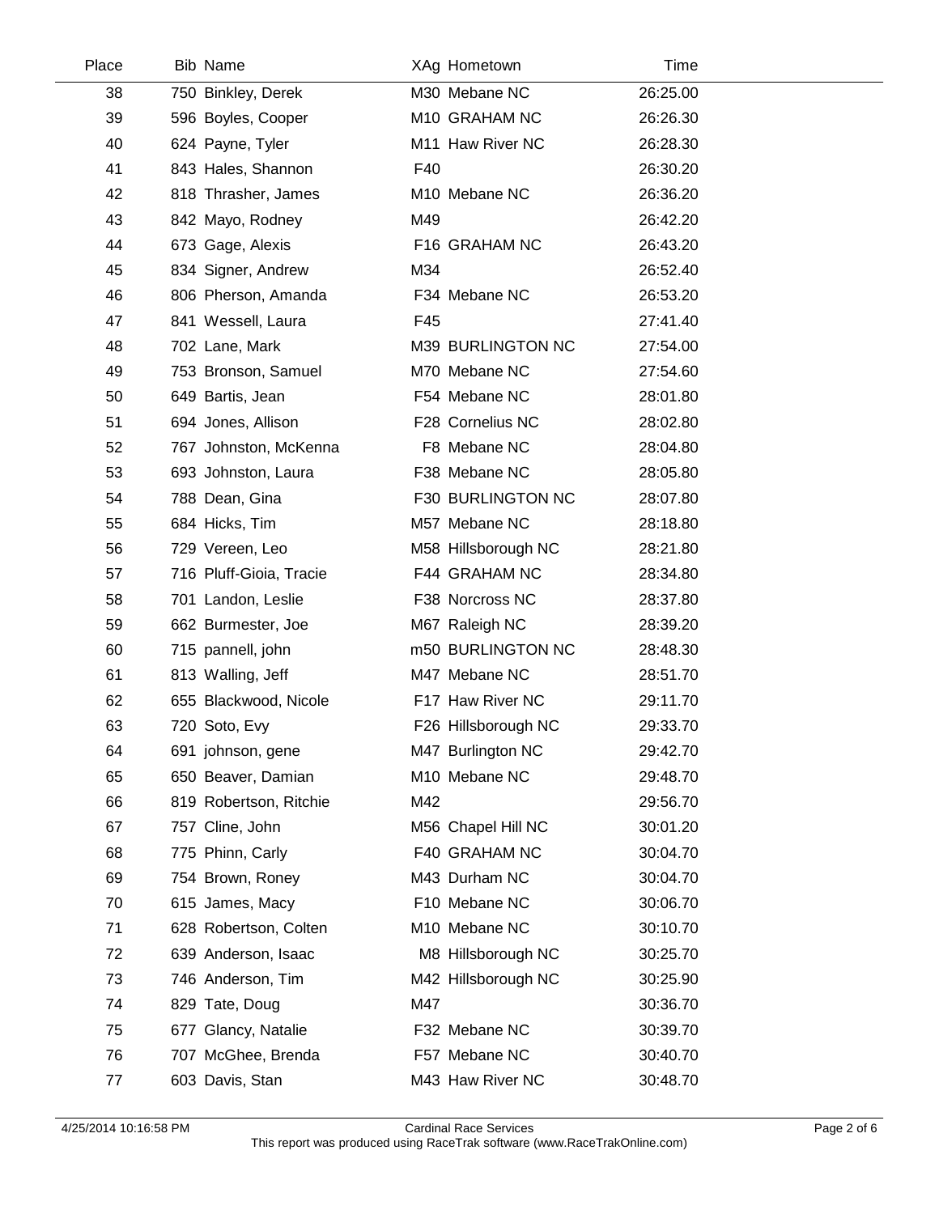| Place | Bib | Name | XAg | Hometown | Time |
|---|---|---|---|---|---|
| 38 | 750 | Binkley, Derek | M30 | Mebane NC | 26:25.00 |
| 39 | 596 | Boyles, Cooper | M10 | GRAHAM NC | 26:26.30 |
| 40 | 624 | Payne, Tyler | M11 | Haw River NC | 26:28.30 |
| 41 | 843 | Hales, Shannon | F40 | | 26:30.20 |
| 42 | 818 | Thrasher, James | M10 | Mebane NC | 26:36.20 |
| 43 | 842 | Mayo, Rodney | M49 | | 26:42.20 |
| 44 | 673 | Gage, Alexis | F16 | GRAHAM NC | 26:43.20 |
| 45 | 834 | Signer, Andrew | M34 | | 26:52.40 |
| 46 | 806 | Pherson, Amanda | F34 | Mebane NC | 26:53.20 |
| 47 | 841 | Wessell, Laura | F45 | | 27:41.40 |
| 48 | 702 | Lane, Mark | M39 | BURLINGTON NC | 27:54.00 |
| 49 | 753 | Bronson, Samuel | M70 | Mebane NC | 27:54.60 |
| 50 | 649 | Bartis, Jean | F54 | Mebane NC | 28:01.80 |
| 51 | 694 | Jones, Allison | F28 | Cornelius NC | 28:02.80 |
| 52 | 767 | Johnston, McKenna | F8 | Mebane NC | 28:04.80 |
| 53 | 693 | Johnston, Laura | F38 | Mebane NC | 28:05.80 |
| 54 | 788 | Dean, Gina | F30 | BURLINGTON NC | 28:07.80 |
| 55 | 684 | Hicks, Tim | M57 | Mebane NC | 28:18.80 |
| 56 | 729 | Vereen, Leo | M58 | Hillsborough NC | 28:21.80 |
| 57 | 716 | Pluff-Gioia, Tracie | F44 | GRAHAM NC | 28:34.80 |
| 58 | 701 | Landon, Leslie | F38 | Norcross NC | 28:37.80 |
| 59 | 662 | Burmester, Joe | M67 | Raleigh NC | 28:39.20 |
| 60 | 715 | pannell, john | m50 | BURLINGTON NC | 28:48.30 |
| 61 | 813 | Walling, Jeff | M47 | Mebane NC | 28:51.70 |
| 62 | 655 | Blackwood, Nicole | F17 | Haw River NC | 29:11.70 |
| 63 | 720 | Soto, Evy | F26 | Hillsborough NC | 29:33.70 |
| 64 | 691 | johnson, gene | M47 | Burlington NC | 29:42.70 |
| 65 | 650 | Beaver, Damian | M10 | Mebane NC | 29:48.70 |
| 66 | 819 | Robertson, Ritchie | M42 | | 29:56.70 |
| 67 | 757 | Cline, John | M56 | Chapel Hill NC | 30:01.20 |
| 68 | 775 | Phinn, Carly | F40 | GRAHAM NC | 30:04.70 |
| 69 | 754 | Brown, Roney | M43 | Durham NC | 30:04.70 |
| 70 | 615 | James, Macy | F10 | Mebane NC | 30:06.70 |
| 71 | 628 | Robertson, Colten | M10 | Mebane NC | 30:10.70 |
| 72 | 639 | Anderson, Isaac | M8 | Hillsborough NC | 30:25.70 |
| 73 | 746 | Anderson, Tim | M42 | Hillsborough NC | 30:25.90 |
| 74 | 829 | Tate, Doug | M47 | | 30:36.70 |
| 75 | 677 | Glancy, Natalie | F32 | Mebane NC | 30:39.70 |
| 76 | 707 | McGhee, Brenda | F57 | Mebane NC | 30:40.70 |
| 77 | 603 | Davis, Stan | M43 | Haw River NC | 30:48.70 |

4/25/2014 10:16:58 PM Cardinal Race Services
This report was produced using RaceTrak software (www.RaceTrakOnline.com)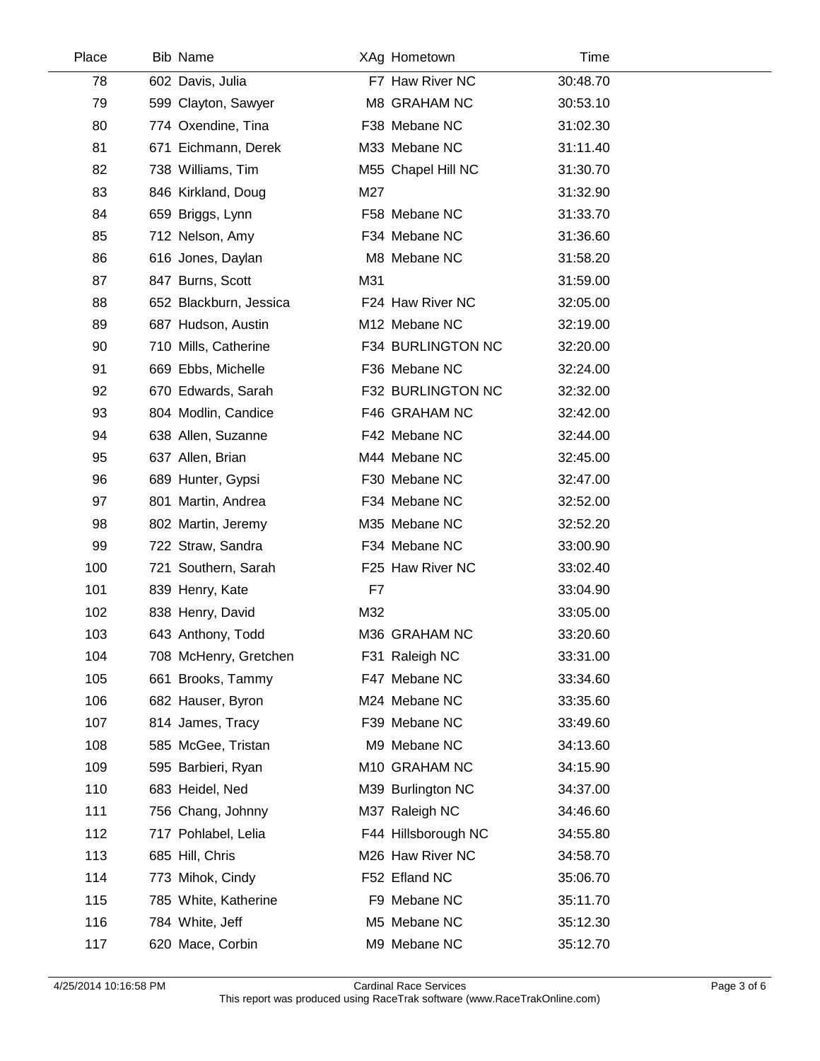| Place | Bib | Name | XAg | Hometown | Time |
|---|---|---|---|---|---|
| 78 | 602 | Davis, Julia | F7 | Haw River NC | 30:48.70 |
| 79 | 599 | Clayton, Sawyer | M8 | GRAHAM NC | 30:53.10 |
| 80 | 774 | Oxendine, Tina | F38 | Mebane NC | 31:02.30 |
| 81 | 671 | Eichmann, Derek | M33 | Mebane NC | 31:11.40 |
| 82 | 738 | Williams, Tim | M55 | Chapel Hill NC | 31:30.70 |
| 83 | 846 | Kirkland, Doug | M27 | | 31:32.90 |
| 84 | 659 | Briggs, Lynn | F58 | Mebane NC | 31:33.70 |
| 85 | 712 | Nelson, Amy | F34 | Mebane NC | 31:36.60 |
| 86 | 616 | Jones, Daylan | M8 | Mebane NC | 31:58.20 |
| 87 | 847 | Burns, Scott | M31 | | 31:59.00 |
| 88 | 652 | Blackburn, Jessica | F24 | Haw River NC | 32:05.00 |
| 89 | 687 | Hudson, Austin | M12 | Mebane NC | 32:19.00 |
| 90 | 710 | Mills, Catherine | F34 | BURLINGTON NC | 32:20.00 |
| 91 | 669 | Ebbs, Michelle | F36 | Mebane NC | 32:24.00 |
| 92 | 670 | Edwards, Sarah | F32 | BURLINGTON NC | 32:32.00 |
| 93 | 804 | Modlin, Candice | F46 | GRAHAM NC | 32:42.00 |
| 94 | 638 | Allen, Suzanne | F42 | Mebane NC | 32:44.00 |
| 95 | 637 | Allen, Brian | M44 | Mebane NC | 32:45.00 |
| 96 | 689 | Hunter, Gypsi | F30 | Mebane NC | 32:47.00 |
| 97 | 801 | Martin, Andrea | F34 | Mebane NC | 32:52.00 |
| 98 | 802 | Martin, Jeremy | M35 | Mebane NC | 32:52.20 |
| 99 | 722 | Straw, Sandra | F34 | Mebane NC | 33:00.90 |
| 100 | 721 | Southern, Sarah | F25 | Haw River NC | 33:02.40 |
| 101 | 839 | Henry, Kate | F7 | | 33:04.90 |
| 102 | 838 | Henry, David | M32 | | 33:05.00 |
| 103 | 643 | Anthony, Todd | M36 | GRAHAM NC | 33:20.60 |
| 104 | 708 | McHenry, Gretchen | F31 | Raleigh NC | 33:31.00 |
| 105 | 661 | Brooks, Tammy | F47 | Mebane NC | 33:34.60 |
| 106 | 682 | Hauser, Byron | M24 | Mebane NC | 33:35.60 |
| 107 | 814 | James, Tracy | F39 | Mebane NC | 33:49.60 |
| 108 | 585 | McGee, Tristan | M9 | Mebane NC | 34:13.60 |
| 109 | 595 | Barbieri, Ryan | M10 | GRAHAM NC | 34:15.90 |
| 110 | 683 | Heidel, Ned | M39 | Burlington NC | 34:37.00 |
| 111 | 756 | Chang, Johnny | M37 | Raleigh NC | 34:46.60 |
| 112 | 717 | Pohlabel, Lelia | F44 | Hillsborough NC | 34:55.80 |
| 113 | 685 | Hill, Chris | M26 | Haw River NC | 34:58.70 |
| 114 | 773 | Mihok, Cindy | F52 | Efland NC | 35:06.70 |
| 115 | 785 | White, Katherine | F9 | Mebane NC | 35:11.70 |
| 116 | 784 | White, Jeff | M5 | Mebane NC | 35:12.30 |
| 117 | 620 | Mace, Corbin | M9 | Mebane NC | 35:12.70 |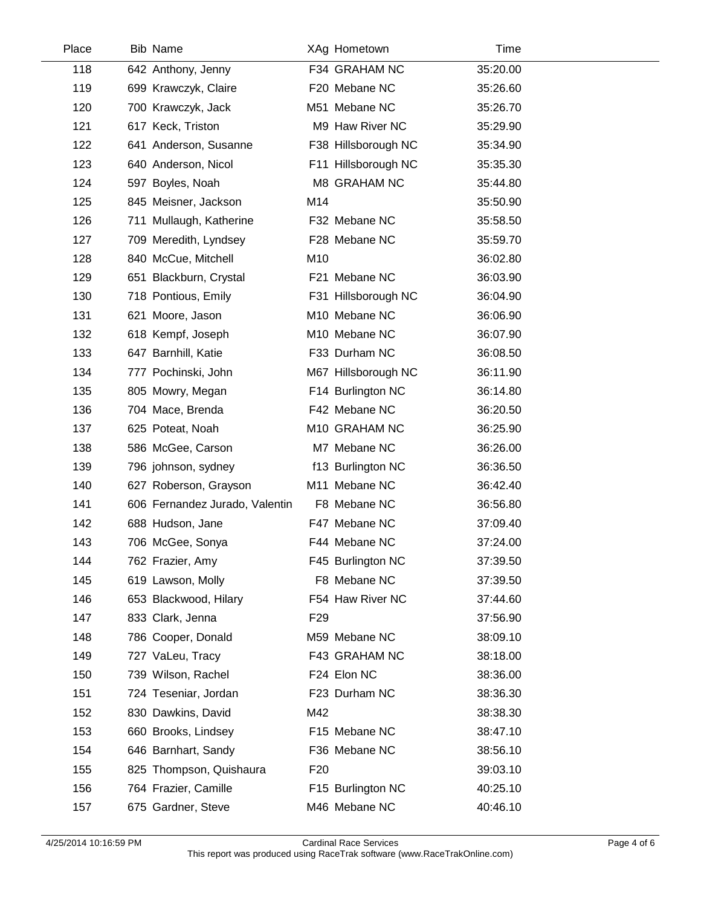| Place | Bib | Name | XAg | Hometown | Time |
|---|---|---|---|---|---|
| 118 | 642 | Anthony, Jenny | F34 | GRAHAM NC | 35:20.00 |
| 119 | 699 | Krawczyk, Claire | F20 | Mebane NC | 35:26.60 |
| 120 | 700 | Krawczyk, Jack | M51 | Mebane NC | 35:26.70 |
| 121 | 617 | Keck, Triston | M9 | Haw River NC | 35:29.90 |
| 122 | 641 | Anderson, Susanne | F38 | Hillsborough NC | 35:34.90 |
| 123 | 640 | Anderson, Nicol | F11 | Hillsborough NC | 35:35.30 |
| 124 | 597 | Boyles, Noah | M8 | GRAHAM NC | 35:44.80 |
| 125 | 845 | Meisner, Jackson | M14 | | 35:50.90 |
| 126 | 711 | Mullaugh, Katherine | F32 | Mebane NC | 35:58.50 |
| 127 | 709 | Meredith, Lyndsey | F28 | Mebane NC | 35:59.70 |
| 128 | 840 | McCue, Mitchell | M10 | | 36:02.80 |
| 129 | 651 | Blackburn, Crystal | F21 | Mebane NC | 36:03.90 |
| 130 | 718 | Pontious, Emily | F31 | Hillsborough NC | 36:04.90 |
| 131 | 621 | Moore, Jason | M10 | Mebane NC | 36:06.90 |
| 132 | 618 | Kempf, Joseph | M10 | Mebane NC | 36:07.90 |
| 133 | 647 | Barnhill, Katie | F33 | Durham NC | 36:08.50 |
| 134 | 777 | Pochinski, John | M67 | Hillsborough NC | 36:11.90 |
| 135 | 805 | Mowry, Megan | F14 | Burlington NC | 36:14.80 |
| 136 | 704 | Mace, Brenda | F42 | Mebane NC | 36:20.50 |
| 137 | 625 | Poteat, Noah | M10 | GRAHAM NC | 36:25.90 |
| 138 | 586 | McGee, Carson | M7 | Mebane NC | 36:26.00 |
| 139 | 796 | johnson, sydney | f13 | Burlington NC | 36:36.50 |
| 140 | 627 | Roberson, Grayson | M11 | Mebane NC | 36:42.40 |
| 141 | 606 | Fernandez Jurado, Valentin | F8 | Mebane NC | 36:56.80 |
| 142 | 688 | Hudson, Jane | F47 | Mebane NC | 37:09.40 |
| 143 | 706 | McGee, Sonya | F44 | Mebane NC | 37:24.00 |
| 144 | 762 | Frazier, Amy | F45 | Burlington NC | 37:39.50 |
| 145 | 619 | Lawson, Molly | F8 | Mebane NC | 37:39.50 |
| 146 | 653 | Blackwood, Hilary | F54 | Haw River NC | 37:44.60 |
| 147 | 833 | Clark, Jenna | F29 | | 37:56.90 |
| 148 | 786 | Cooper, Donald | M59 | Mebane NC | 38:09.10 |
| 149 | 727 | VaLeu, Tracy | F43 | GRAHAM NC | 38:18.00 |
| 150 | 739 | Wilson, Rachel | F24 | Elon NC | 38:36.00 |
| 151 | 724 | Teseniar, Jordan | F23 | Durham NC | 38:36.30 |
| 152 | 830 | Dawkins, David | M42 | | 38:38.30 |
| 153 | 660 | Brooks, Lindsey | F15 | Mebane NC | 38:47.10 |
| 154 | 646 | Barnhart, Sandy | F36 | Mebane NC | 38:56.10 |
| 155 | 825 | Thompson, Quishaura | F20 | | 39:03.10 |
| 156 | 764 | Frazier, Camille | F15 | Burlington NC | 40:25.10 |
| 157 | 675 | Gardner, Steve | M46 | Mebane NC | 40:46.10 |

4/25/2014 10:16:59 PM — Cardinal Race Services — This report was produced using RaceTrak software (www.RaceTrakOnline.com)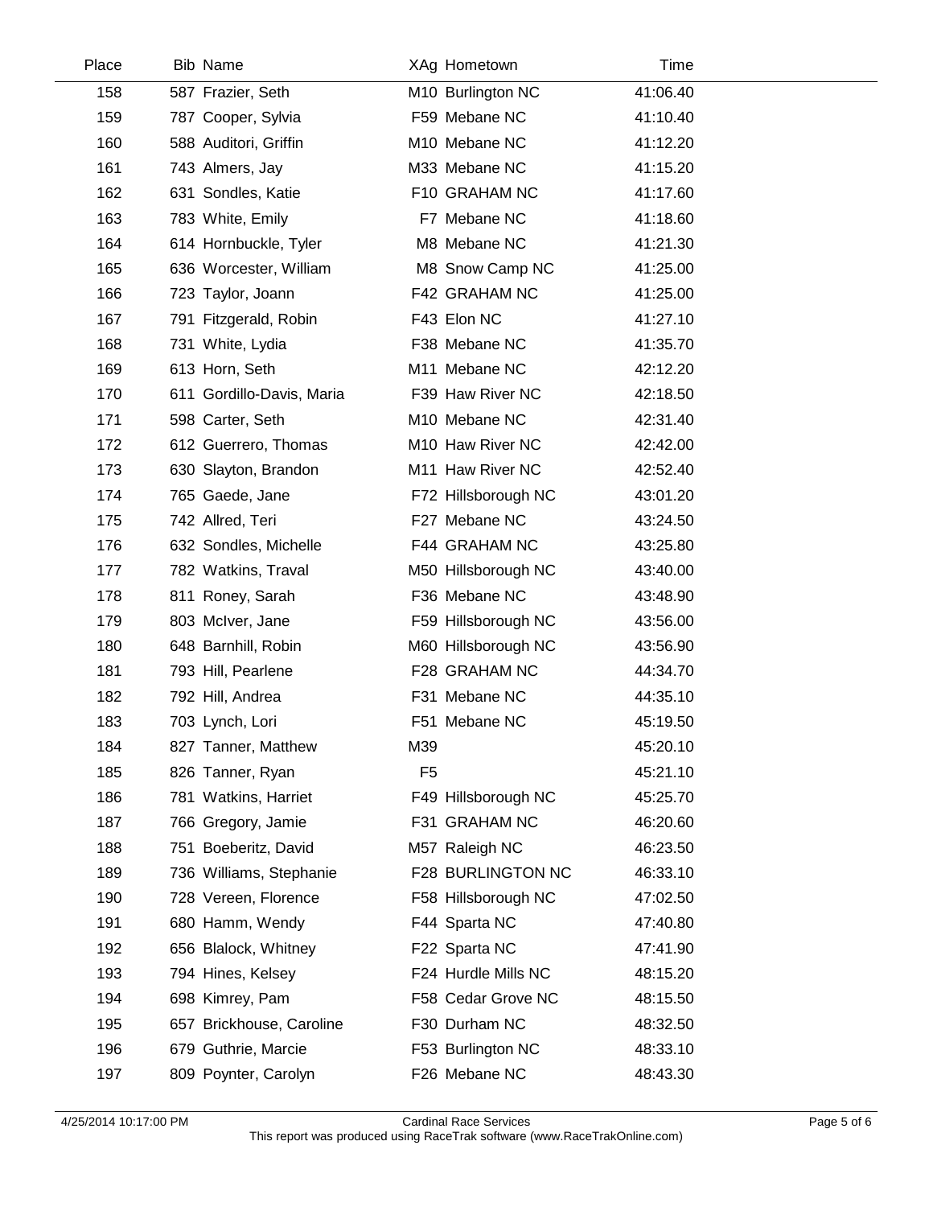| Place | Bib | Name | XAg | Hometown | Time |
|---|---|---|---|---|---|
| 158 | 587 | Frazier, Seth | M10 | Burlington NC | 41:06.40 |
| 159 | 787 | Cooper, Sylvia | F59 | Mebane NC | 41:10.40 |
| 160 | 588 | Auditori, Griffin | M10 | Mebane NC | 41:12.20 |
| 161 | 743 | Almers, Jay | M33 | Mebane NC | 41:15.20 |
| 162 | 631 | Sondles, Katie | F10 | GRAHAM NC | 41:17.60 |
| 163 | 783 | White, Emily | F7 | Mebane NC | 41:18.60 |
| 164 | 614 | Hornbuckle, Tyler | M8 | Mebane NC | 41:21.30 |
| 165 | 636 | Worcester, William | M8 | Snow Camp NC | 41:25.00 |
| 166 | 723 | Taylor, Joann | F42 | GRAHAM NC | 41:25.00 |
| 167 | 791 | Fitzgerald, Robin | F43 | Elon NC | 41:27.10 |
| 168 | 731 | White, Lydia | F38 | Mebane NC | 41:35.70 |
| 169 | 613 | Horn, Seth | M11 | Mebane NC | 42:12.20 |
| 170 | 611 | Gordillo-Davis, Maria | F39 | Haw River NC | 42:18.50 |
| 171 | 598 | Carter, Seth | M10 | Mebane NC | 42:31.40 |
| 172 | 612 | Guerrero, Thomas | M10 | Haw River NC | 42:42.00 |
| 173 | 630 | Slayton, Brandon | M11 | Haw River NC | 42:52.40 |
| 174 | 765 | Gaede, Jane | F72 | Hillsborough NC | 43:01.20 |
| 175 | 742 | Allred, Teri | F27 | Mebane NC | 43:24.50 |
| 176 | 632 | Sondles, Michelle | F44 | GRAHAM NC | 43:25.80 |
| 177 | 782 | Watkins, Traval | M50 | Hillsborough NC | 43:40.00 |
| 178 | 811 | Roney, Sarah | F36 | Mebane NC | 43:48.90 |
| 179 | 803 | McIver, Jane | F59 | Hillsborough NC | 43:56.00 |
| 180 | 648 | Barnhill, Robin | M60 | Hillsborough NC | 43:56.90 |
| 181 | 793 | Hill, Pearlene | F28 | GRAHAM NC | 44:34.70 |
| 182 | 792 | Hill, Andrea | F31 | Mebane NC | 44:35.10 |
| 183 | 703 | Lynch, Lori | F51 | Mebane NC | 45:19.50 |
| 184 | 827 | Tanner, Matthew | M39 | | 45:20.10 |
| 185 | 826 | Tanner, Ryan | F5 | | 45:21.10 |
| 186 | 781 | Watkins, Harriet | F49 | Hillsborough NC | 45:25.70 |
| 187 | 766 | Gregory, Jamie | F31 | GRAHAM NC | 46:20.60 |
| 188 | 751 | Boeberitz, David | M57 | Raleigh NC | 46:23.50 |
| 189 | 736 | Williams, Stephanie | F28 | BURLINGTON NC | 46:33.10 |
| 190 | 728 | Vereen, Florence | F58 | Hillsborough NC | 47:02.50 |
| 191 | 680 | Hamm, Wendy | F44 | Sparta NC | 47:40.80 |
| 192 | 656 | Blalock, Whitney | F22 | Sparta NC | 47:41.90 |
| 193 | 794 | Hines, Kelsey | F24 | Hurdle Mills NC | 48:15.20 |
| 194 | 698 | Kimrey, Pam | F58 | Cedar Grove NC | 48:15.50 |
| 195 | 657 | Brickhouse, Caroline | F30 | Durham NC | 48:32.50 |
| 196 | 679 | Guthrie, Marcie | F53 | Burlington NC | 48:33.10 |
| 197 | 809 | Poynter, Carolyn | F26 | Mebane NC | 48:43.30 |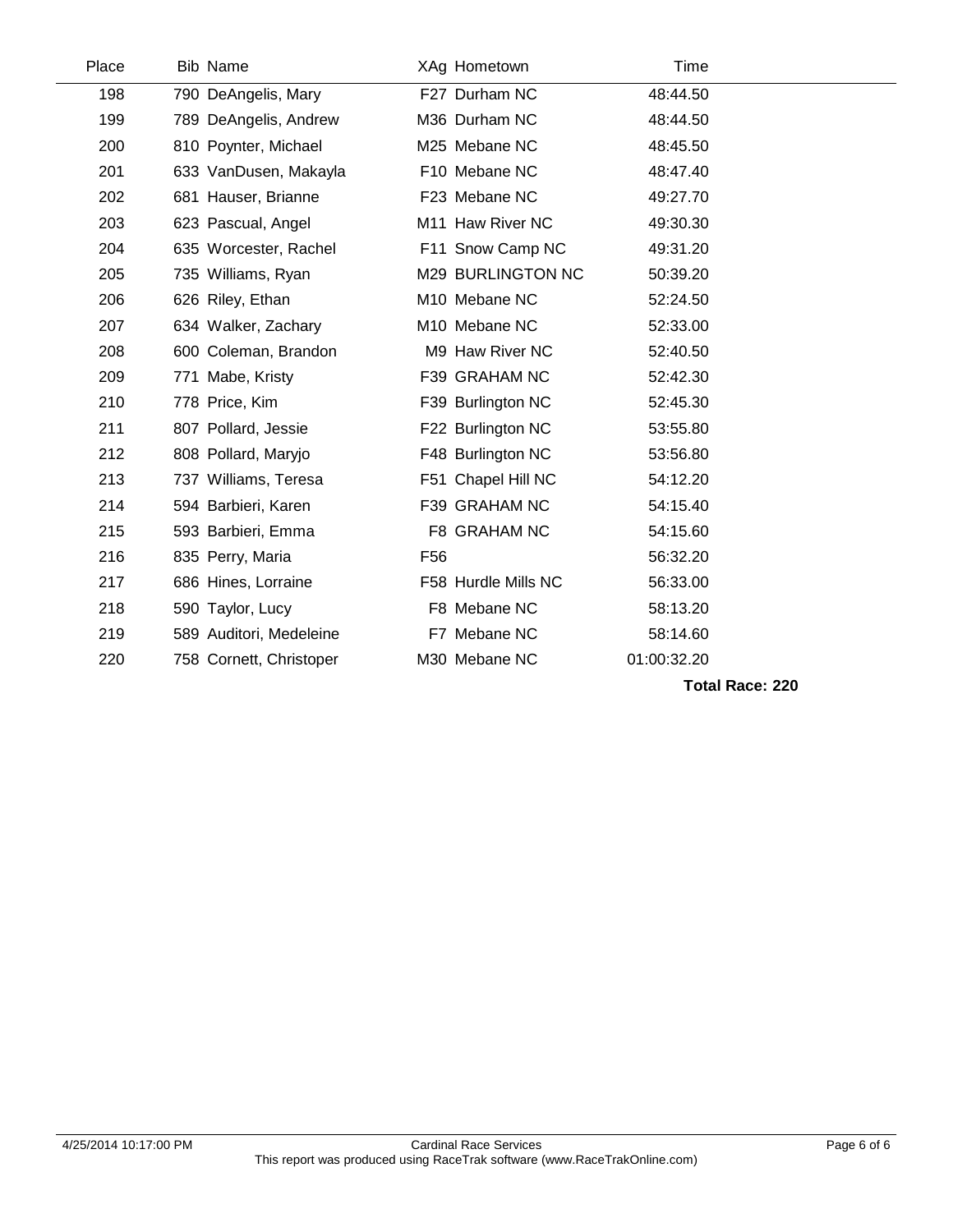| Place | Bib | Name | XAg | Hometown | Time |
|---|---|---|---|---|---|
| 198 | 790 | DeAngelis, Mary | F27 | Durham NC | 48:44.50 |
| 199 | 789 | DeAngelis, Andrew | M36 | Durham NC | 48:44.50 |
| 200 | 810 | Poynter, Michael | M25 | Mebane NC | 48:45.50 |
| 201 | 633 | VanDusen, Makayla | F10 | Mebane NC | 48:47.40 |
| 202 | 681 | Hauser, Brianne | F23 | Mebane NC | 49:27.70 |
| 203 | 623 | Pascual, Angel | M11 | Haw River NC | 49:30.30 |
| 204 | 635 | Worcester, Rachel | F11 | Snow Camp NC | 49:31.20 |
| 205 | 735 | Williams, Ryan | M29 | BURLINGTON NC | 50:39.20 |
| 206 | 626 | Riley, Ethan | M10 | Mebane NC | 52:24.50 |
| 207 | 634 | Walker, Zachary | M10 | Mebane NC | 52:33.00 |
| 208 | 600 | Coleman, Brandon | M9 | Haw River NC | 52:40.50 |
| 209 | 771 | Mabe, Kristy | F39 | GRAHAM NC | 52:42.30 |
| 210 | 778 | Price, Kim | F39 | Burlington NC | 52:45.30 |
| 211 | 807 | Pollard, Jessie | F22 | Burlington NC | 53:55.80 |
| 212 | 808 | Pollard, Maryjo | F48 | Burlington NC | 53:56.80 |
| 213 | 737 | Williams, Teresa | F51 | Chapel Hill NC | 54:12.20 |
| 214 | 594 | Barbieri, Karen | F39 | GRAHAM NC | 54:15.40 |
| 215 | 593 | Barbieri, Emma | F8 | GRAHAM NC | 54:15.60 |
| 216 | 835 | Perry, Maria | F56 | | 56:32.20 |
| 217 | 686 | Hines, Lorraine | F58 | Hurdle Mills NC | 56:33.00 |
| 218 | 590 | Taylor, Lucy | F8 | Mebane NC | 58:13.20 |
| 219 | 589 | Auditori, Medeleine | F7 | Mebane NC | 58:14.60 |
| 220 | 758 | Cornett, Christoper | M30 | Mebane NC | 01:00:32.20 |

**Total Race: 220**

4/25/2014 10:17:00 PM

Cardinal Race Services

This report was produced using RaceTrak software (www.RaceTrakOnline.com)